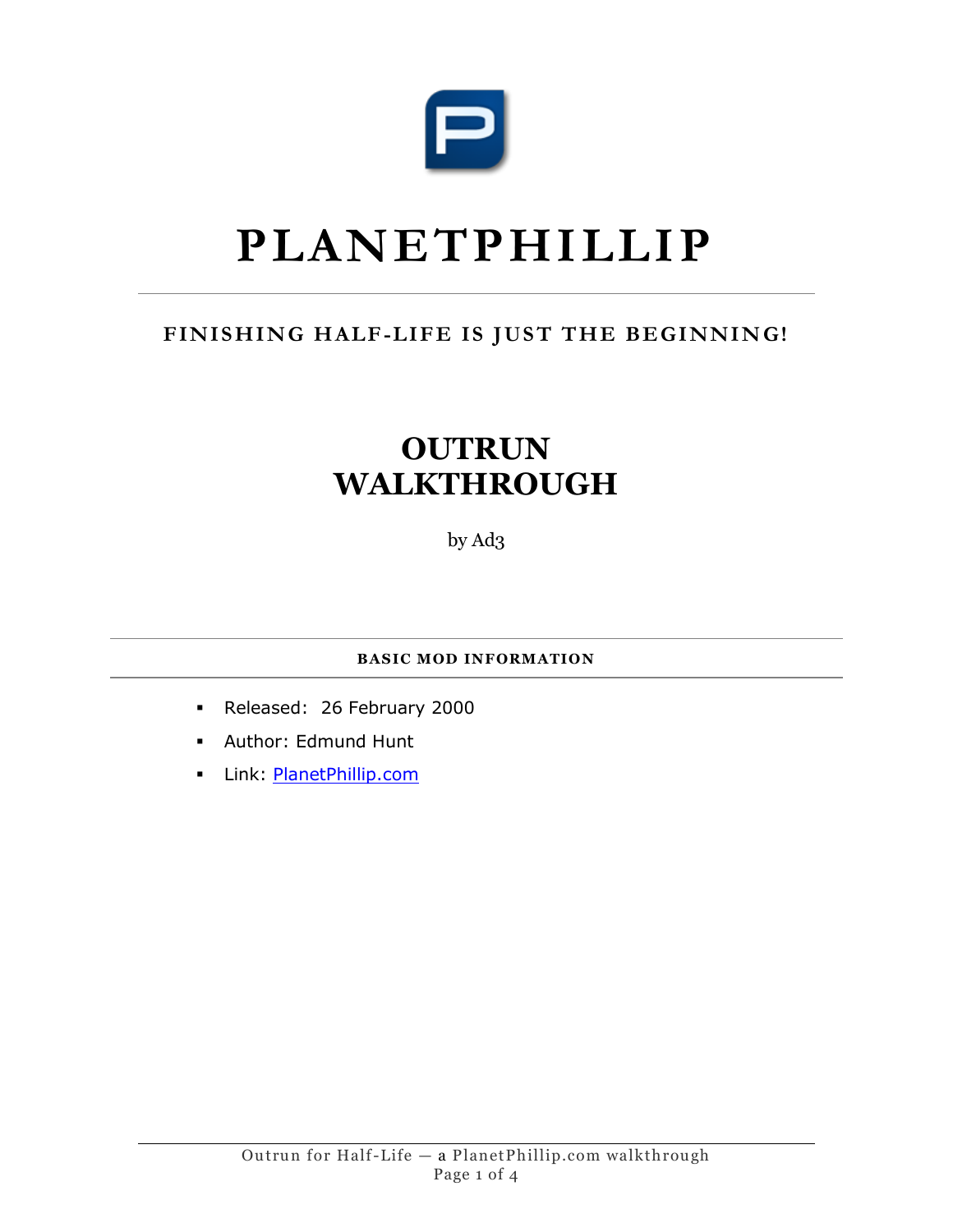# PLANETPHILLIP

## FINISHING HALF-LIFE IS JUST THE BEGINNING!

# OUTRUN WALKTHROUGH

by Ad3

### BASIC MOD INFORMATION

- Released: 26 February 2000
- Author: Edmund Hunt
- Link: [PlanetPhillip.com](PlanetPhillip.com)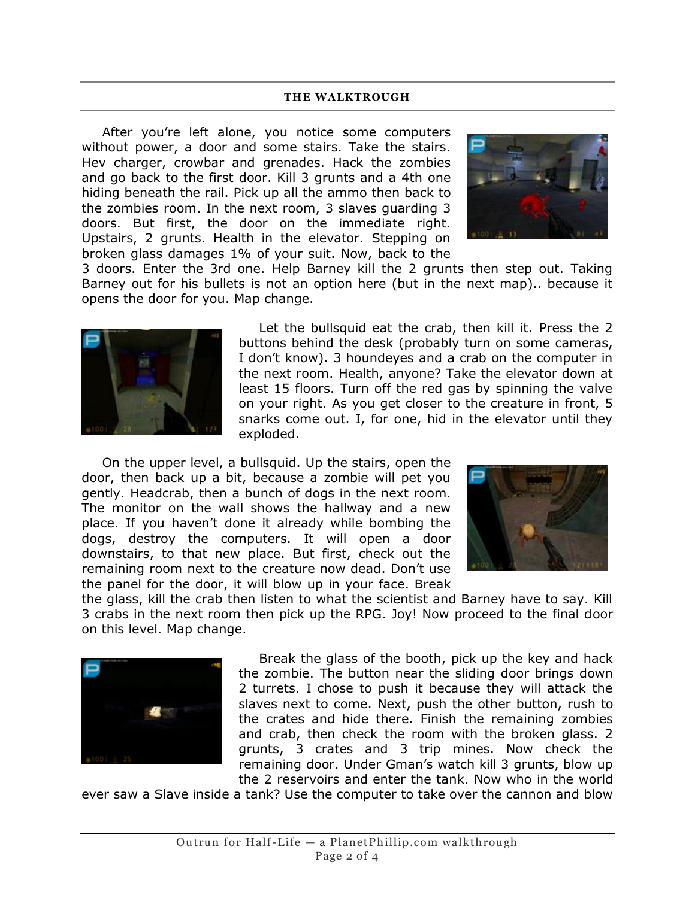**THE WALKTROUGH**

After you're left alone, you notice some computers without power, a door and some stairs. Take the stairs. Hev charger, crowbar and grenades. Hack the zombies and go back to the first door. Kill 3 grunts and a 4th one hiding beneath the rail. Pick up all the ammo then back to the zombies room. In the next room, 3 slaves guarding 3 doors. But first, the door on the immediate right. Upstairs, 2 grunts. Health in the elevator. Stepping on broken glass damages 1% of your suit. Now, back to the 3 doors. Enter the 3rd one. Help Barney kill the 2 grunts then step out. Taking Barney out for his bullets is not an option here (but in the next map).. because it opens the door for you. Map change.

Let the bullsquid eat the crab, then kill it. Press the 2 buttons behind the desk (probably turn on some cameras, I don't know). 3 houndeyes and a crab on the computer in the next room. Health, anyone? Take the elevator down at least 15 floors. Turn off the red gas by spinning the valve on your right. As you get closer to the creature in front, 5 snarks come out. I, for one, hid in the elevator until they exploded.

On the upper level, a bullsquid. Up the stairs, open the door, then back up a bit, because a zombie will pet you gently. Headcrab, then a bunch of dogs in the next room. The monitor on the wall shows the hallway and a new place. If you haven't done it already while bombing the dogs, destroy the computers. It will open a door downstairs, to that new place. But first, check out the remaining room next to the creature now dead. Don't use the panel for the door, it will blow up in your face. Break the glass, kill the crab then listen to what the scientist and Barney have to say. Kill 3 crabs in the next room then pick up the RPG. Joy! Now proceed to the final door on this level. Map change.

Break the glass of the booth, pick up the key and hack the zombie. The button near the sliding door brings down 2 turrets. I chose to push it because they will attack the slaves next to come. Next, push the other button, rush to the crates and hide there. Finish the remaining zombies and crab, then check the room with the broken glass. 2 grunts, 3 crates and 3 trip mines. Now check the remaining door. Under Gman's watch kill 3 grunts, blow up the 2 reservoirs and enter the tank. Now who in the world ever saw a Slave inside a tank? Use the computer to take over the cannon and blow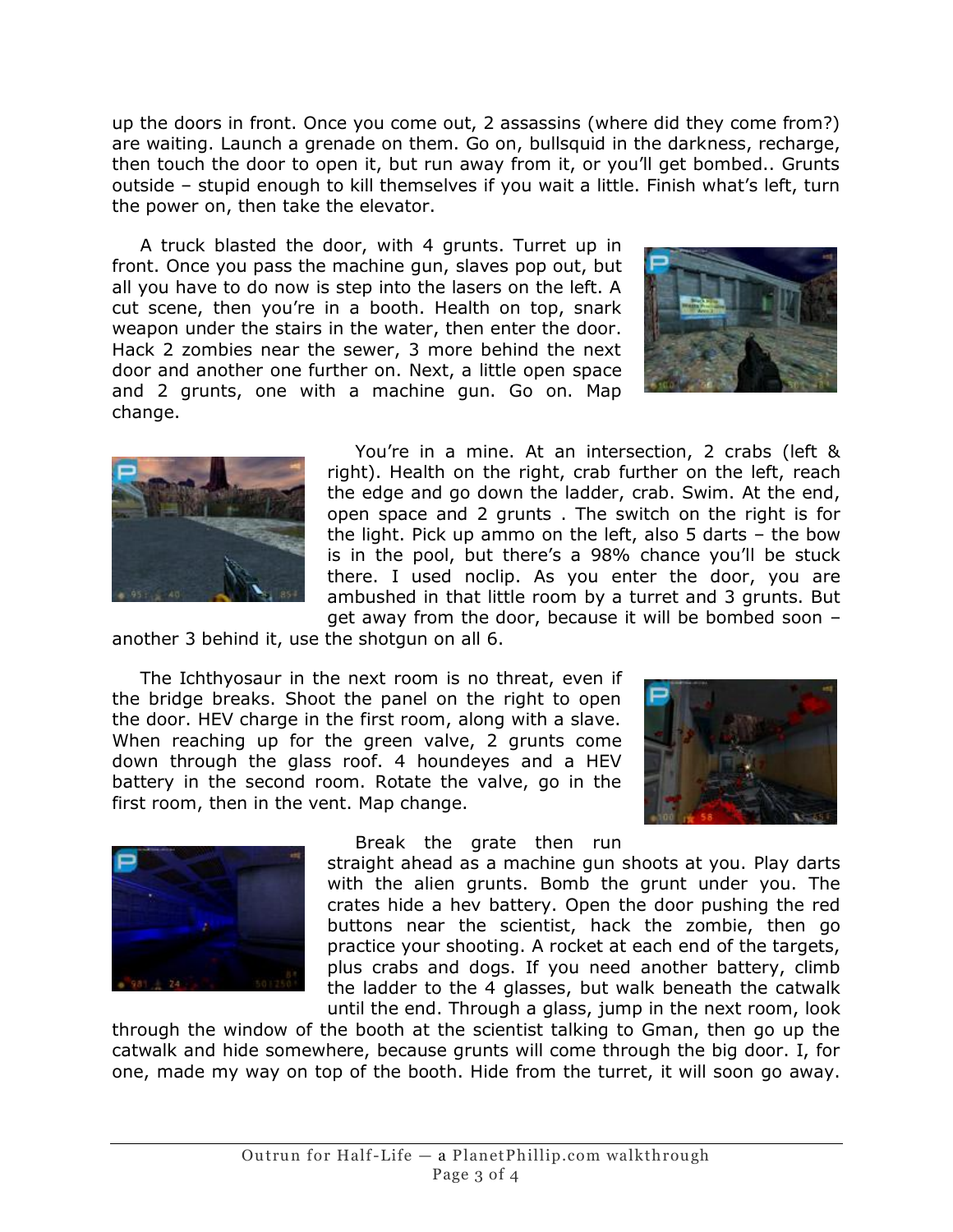up the doors in front. Once you come out, 2 assassins (where did they come from?) are waiting. Launch a grenade on them. Go on, bullsquid in the darkness, recharge, then touch the door to open it, but run away from it, or you'll get bombed.. Grunts outside – stupid enough to kill themselves if you wait a little. Finish what's left, turn the power on, then take the elevator.

A truck blasted the door, with 4 grunts. Turret up in front. Once you pass the machine gun, slaves pop out, but all you have to do now is step into the lasers on the left. A cut scene, then you're in a booth. Health on top, snark weapon under the stairs in the water, then enter the door. Hack 2 zombies near the sewer, 3 more behind the next door and another one further on. Next, a little open space and 2 grunts, one with a machine gun. Go on. Map change.

You're in a mine. At an intersection, 2 crabs (left & right). Health on the right, crab further on the left, reach the edge and go down the ladder, crab. Swim. At the end, open space and 2 grunts . The switch on the right is for the light. Pick up ammo on the left, also 5 darts – the bow is in the pool, but there's a 98% chance you'll be stuck there. I used noclip. As you enter the door, you are ambushed in that little room by a turret and 3 grunts. But get away from the door, because it will be bombed soon – another 3 behind it, use the shotgun on all 6.

The Ichthyosaur in the next room is no threat, even if the bridge breaks. Shoot the panel on the right to open the door. HEV charge in the first room, along with a slave. When reaching up for the green valve, 2 grunts come down through the glass roof. 4 houndeyes and a HEV battery in the second room. Rotate the valve, go in the first room, then in the vent. Map change.

Break the grate then run straight ahead as a machine gun shoots at you. Play darts with the alien grunts. Bomb the grunt under you. The crates hide a hev battery. Open the door pushing the red buttons near the scientist, hack the zombie, then go practice your shooting. A rocket at each end of the targets, plus crabs and dogs. If you need another battery, climb the ladder to the 4 glasses, but walk beneath the catwalk until the end. Through a glass, jump in the next room, look through the window of the booth at the scientist talking to Gman, then go up the catwalk and hide somewhere, because grunts will come through the big door. I, for one, made my way on top of the booth. Hide from the turret, it will soon go away.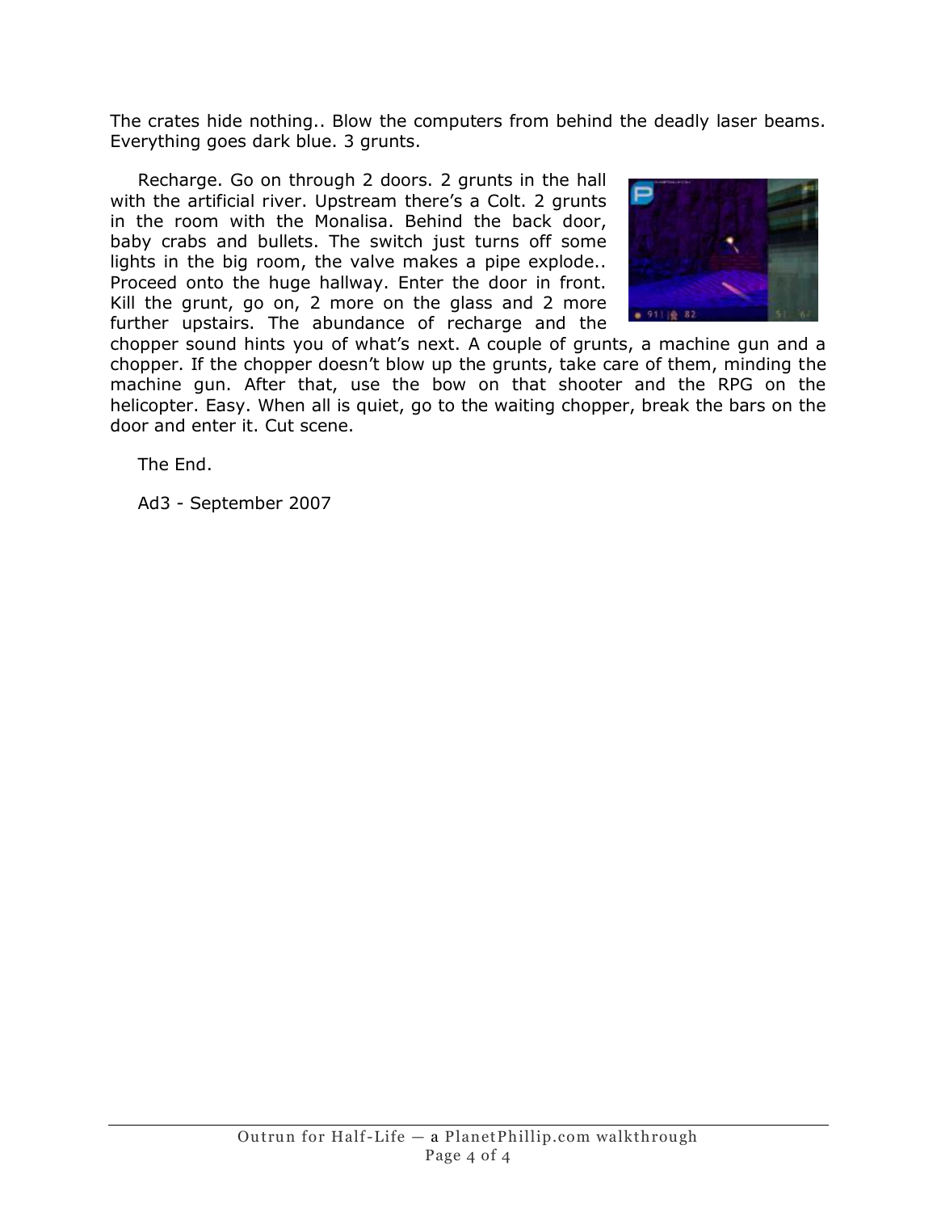The crates hide nothing.. Blow the computers from behind the deadly laser beams. Everything goes dark blue. 3 grunts.

Recharge. Go on through 2 doors. 2 grunts in the hall with the artificial river. Upstream there's a Colt. 2 grunts in the room with the Monalisa. Behind the back door, baby crabs and bullets. The switch just turns off some lights in the big room, the valve makes a pipe explode.. Proceed onto the huge hallway. Enter the door in front. Kill the grunt, go on, 2 more on the glass and 2 more further upstairs. The abundance of recharge and the chopper sound hints you of what's next. A couple of grunts, a machine gun and a chopper. If the chopper doesn't blow up the grunts, take care of them, minding the machine gun. After that, use the bow on that shooter and the RPG on the helicopter. Easy. When all is quiet, go to the waiting chopper, break the bars on the door and enter it. Cut scene.

The End.

Ad3 - September 2007